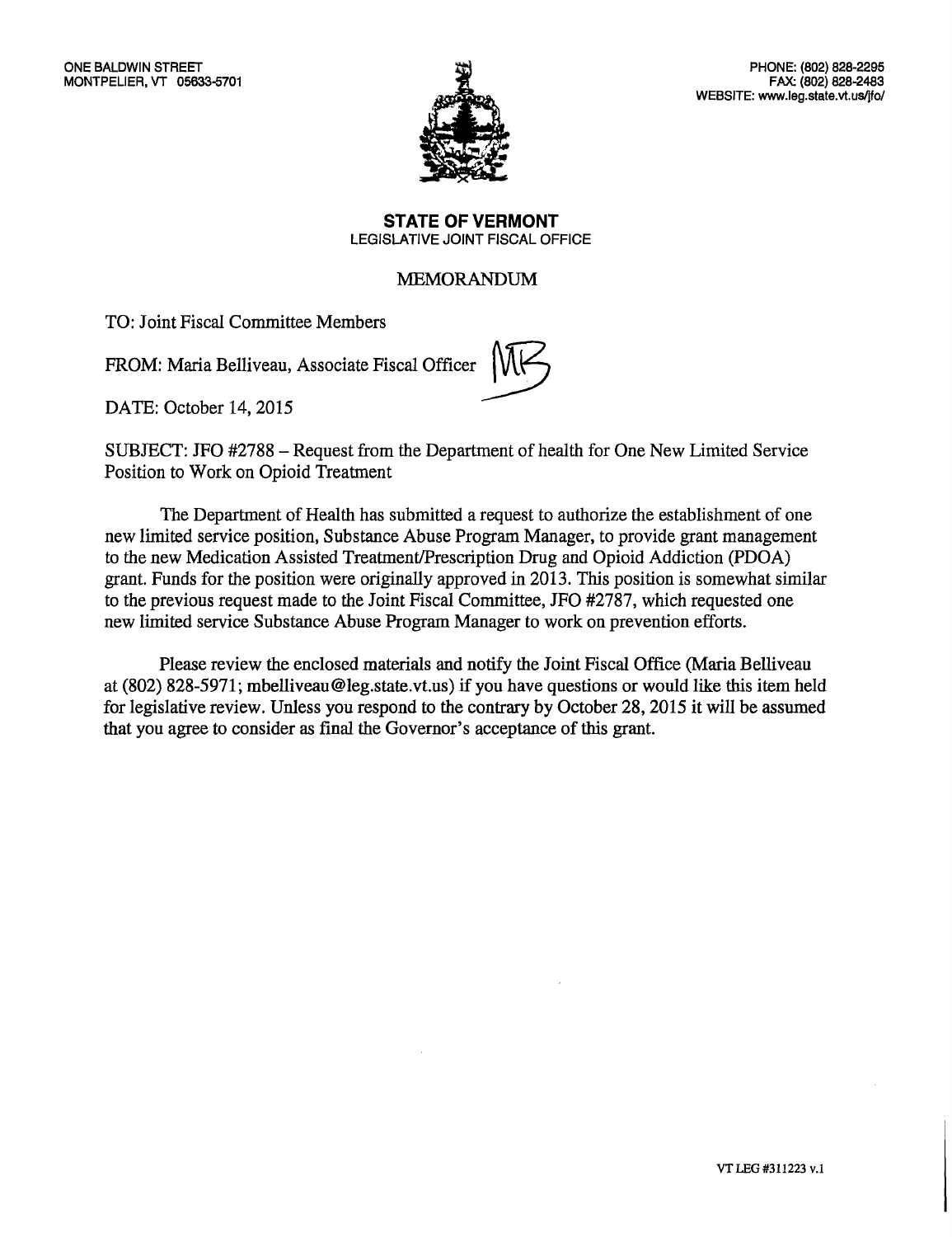ONE BALDWIN STREET
MONTPELIER, VT 05633-5701

PHONE: (802) 828-2295
FAX: (802) 828-2483
WEBSITE: www.leg.state.vt.us/jfo/

**STATE OF VERMONT**
LEGISLATIVE JOINT FISCAL OFFICE

MEMORANDUM

TO: Joint Fiscal Committee Members

FROM: Maria Belliveau, Associate Fiscal Officer

DATE: October 14, 2015

SUBJECT: JFO #2788 – Request from the Department of health for One New Limited Service Position to Work on Opioid Treatment

The Department of Health has submitted a request to authorize the establishment of one new limited service position, Substance Abuse Program Manager, to provide grant management to the new Medication Assisted Treatment/Prescription Drug and Opioid Addiction (PDOA) grant. Funds for the position were originally approved in 2013. This position is somewhat similar to the previous request made to the Joint Fiscal Committee, JFO #2787, which requested one new limited service Substance Abuse Program Manager to work on prevention efforts.

Please review the enclosed materials and notify the Joint Fiscal Office (Maria Belliveau at (802) 828-5971; mbelliveau@leg.state.vt.us) if you have questions or would like this item held for legislative review. Unless you respond to the contrary by October 28, 2015 it will be assumed that you agree to consider as final the Governor's acceptance of this grant.

VT LEG #311223 v.1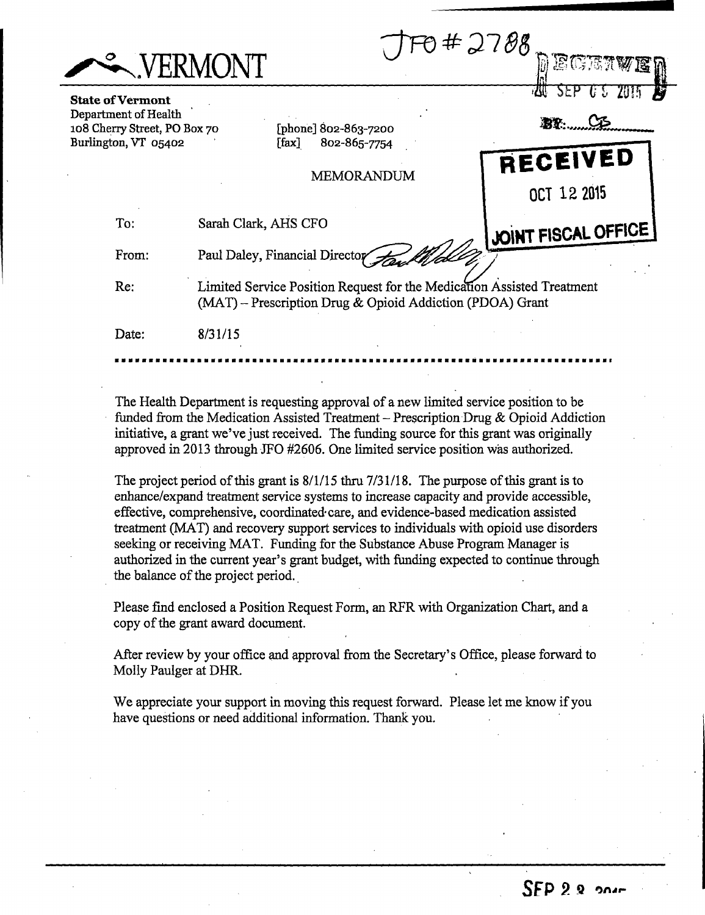VERMONT

JFO #2788

RECEIVED
SEP 0 5 2015
BY: CS

**State of Vermont**
Department of Health
108 Cherry Street, PO Box 70
Burlington, VT 05402

[phone] 802-863-7200
[fax] 802-865-7754

RECEIVED
OCT 12 2015
JOINT FISCAL OFFICE

MEMORANDUM

To: Sarah Clark, AHS CFO

From: Paul Daley, Financial Director

Re: Limited Service Position Request for the Medication Assisted Treatment (MAT) – Prescription Drug & Opioid Addiction (PDOA) Grant

Date: 8/31/15

---

The Health Department is requesting approval of a new limited service position to be funded from the Medication Assisted Treatment – Prescription Drug & Opioid Addiction initiative, a grant we've just received. The funding source for this grant was originally approved in 2013 through JFO #2606. One limited service position was authorized.

The project period of this grant is 8/1/15 thru 7/31/18. The purpose of this grant is to enhance/expand treatment service systems to increase capacity and provide accessible, effective, comprehensive, coordinated care, and evidence-based medication assisted treatment (MAT) and recovery support services to individuals with opioid use disorders seeking or receiving MAT. Funding for the Substance Abuse Program Manager is authorized in the current year's grant budget, with funding expected to continue through the balance of the project period.

Please find enclosed a Position Request Form, an RFR with Organization Chart, and a copy of the grant award document.

After review by your office and approval from the Secretary's Office, please forward to Molly Paulger at DHR.

We appreciate your support in moving this request forward. Please let me know if you have questions or need additional information. Thank you.

SEP 2 8 2015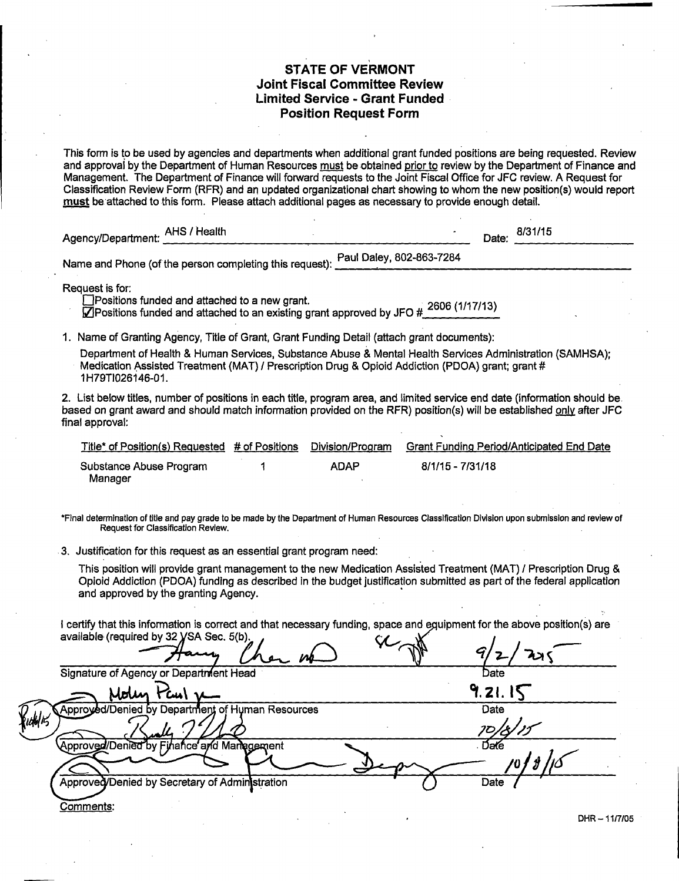# STATE OF VERMONT
## Joint Fiscal Committee Review
## Limited Service - Grant Funded
## Position Request Form

This form is to be used by agencies and departments when additional grant funded positions are being requested. Review and approval by the Department of Human Resources must be obtained prior to review by the Department of Finance and Management. The Department of Finance will forward requests to the Joint Fiscal Office for JFC review. A Request for Classification Review Form (RFR) and an updated organizational chart showing to whom the new position(s) would report **must** be attached to this form. Please attach additional pages as necessary to provide enough detail.

Agency/Department: AHS / Health  Date: 8/31/15

Name and Phone (of the person completing this request): Paul Daley, 802-863-7284

Request is for:

- ☐ Positions funded and attached to a new grant.
- ☑ Positions funded and attached to an existing grant approved by JFO # 2606 (1/17/13)

1. Name of Granting Agency, Title of Grant, Grant Funding Detail (attach grant documents):

   Department of Health & Human Services, Substance Abuse & Mental Health Services Administration (SAMHSA); Medication Assisted Treatment (MAT) / Prescription Drug & Opioid Addiction (PDOA) grant; grant # 1H79TI026146-01.

2. List below titles, number of positions in each title, program area, and limited service end date (information should be based on grant award and should match information provided on the RFR) position(s) will be established only after JFC final approval:

| Title* of Position(s) Requested | # of Positions | Division/Program | Grant Funding Period/Anticipated End Date |
|---|---|---|---|
| Substance Abuse Program Manager | 1 | ADAP | 8/1/15 - 7/31/18 |

*Final determination of title and pay grade to be made by the Department of Human Resources Classification Division upon submission and review of Request for Classification Review.

3. Justification for this request as an essential grant program need:

   This position will provide grant management to the new Medication Assisted Treatment (MAT) / Prescription Drug & Opioid Addiction (PDOA) funding as described in the budget justification submitted as part of the federal application and approved by the granting Agency.

I certify that this information is correct and that necessary funding, space and equipment for the above position(s) are available (required by 32 VSA Sec. 5(b).

| Signature | Date |
|---|---|
| Signature of Agency or Department Head | 9/2/2015 |
| Approved/Denied by Department of Human Resources | 9.21.15 |
| Approved/Denied by Finance and Management | 10/8/15 |
| Approved/Denied by Secretary of Administration | 10/8/15 |

Comments:

DHR – 11/7/05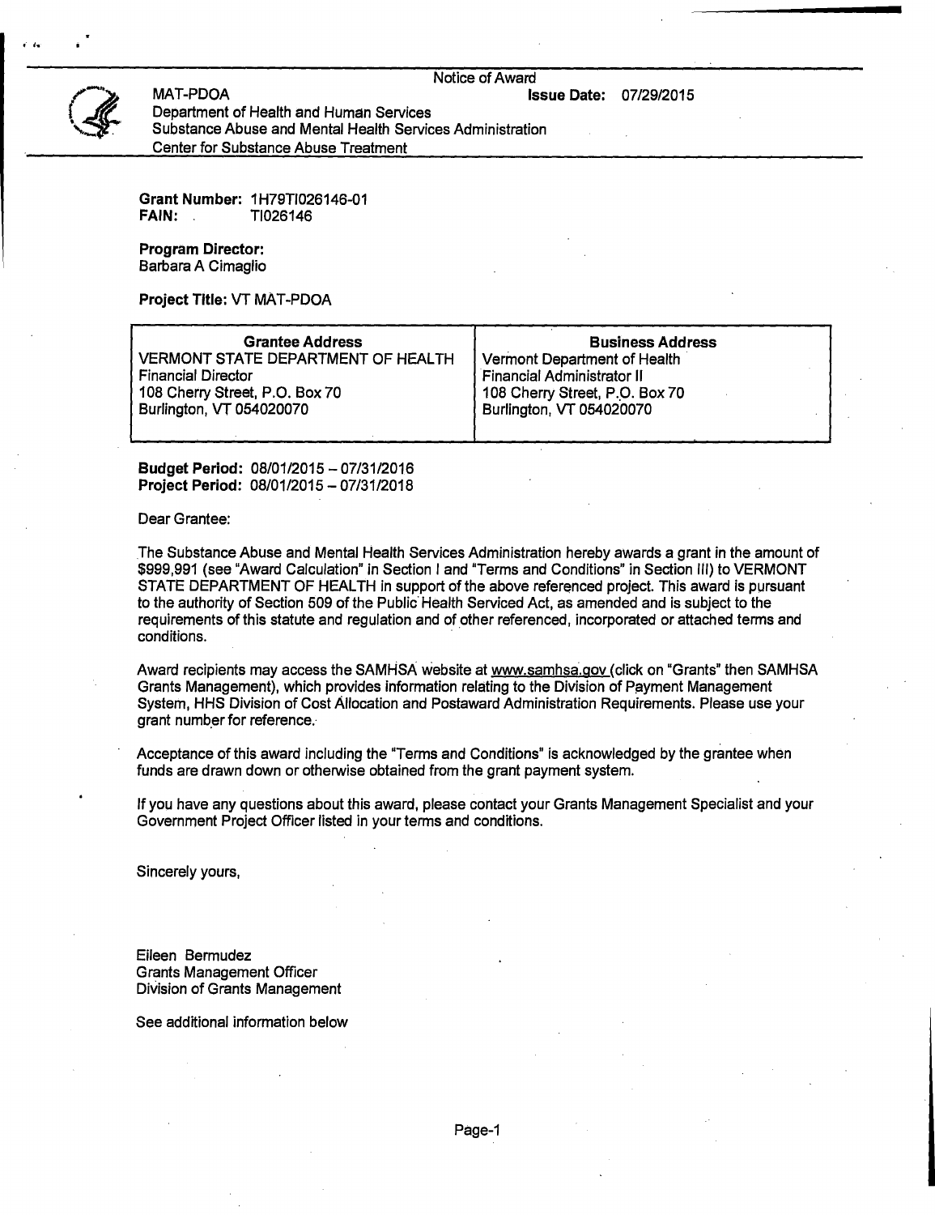Notice of Award

MAT-PDOA **Issue Date:** 07/29/2015

Department of Health and Human Services
Substance Abuse and Mental Health Services Administration
Center for Substance Abuse Treatment

**Grant Number:** 1H79TI026146-01
**FAIN:** TI026146

**Program Director:**
Barbara A Cimaglio

**Project Title:** VT MAT-PDOA

| Grantee Address | Business Address |
|---|---|
| VERMONT STATE DEPARTMENT OF HEALTH<br>Financial Director<br>108 Cherry Street, P.O. Box 70<br>Burlington, VT 054020070 | Vermont Department of Health<br>Financial Administrator II<br>108 Cherry Street, P.O. Box 70<br>Burlington, VT 054020070 |

**Budget Period:** 08/01/2015 – 07/31/2016
**Project Period:** 08/01/2015 – 07/31/2018

Dear Grantee:

The Substance Abuse and Mental Health Services Administration hereby awards a grant in the amount of $999,991 (see "Award Calculation" in Section I and "Terms and Conditions" in Section III) to VERMONT STATE DEPARTMENT OF HEALTH in support of the above referenced project. This award is pursuant to the authority of Section 509 of the Public Health Serviced Act, as amended and is subject to the requirements of this statute and regulation and of other referenced, incorporated or attached terms and conditions.

Award recipients may access the SAMHSA website at www.samhsa.gov (click on "Grants" then SAMHSA Grants Management), which provides information relating to the Division of Payment Management System, HHS Division of Cost Allocation and Postaward Administration Requirements. Please use your grant number for reference.

Acceptance of this award including the "Terms and Conditions" is acknowledged by the grantee when funds are drawn down or otherwise obtained from the grant payment system.

If you have any questions about this award, please contact your Grants Management Specialist and your Government Project Officer listed in your terms and conditions.

Sincerely yours,

Eileen Bermudez
Grants Management Officer
Division of Grants Management

See additional information below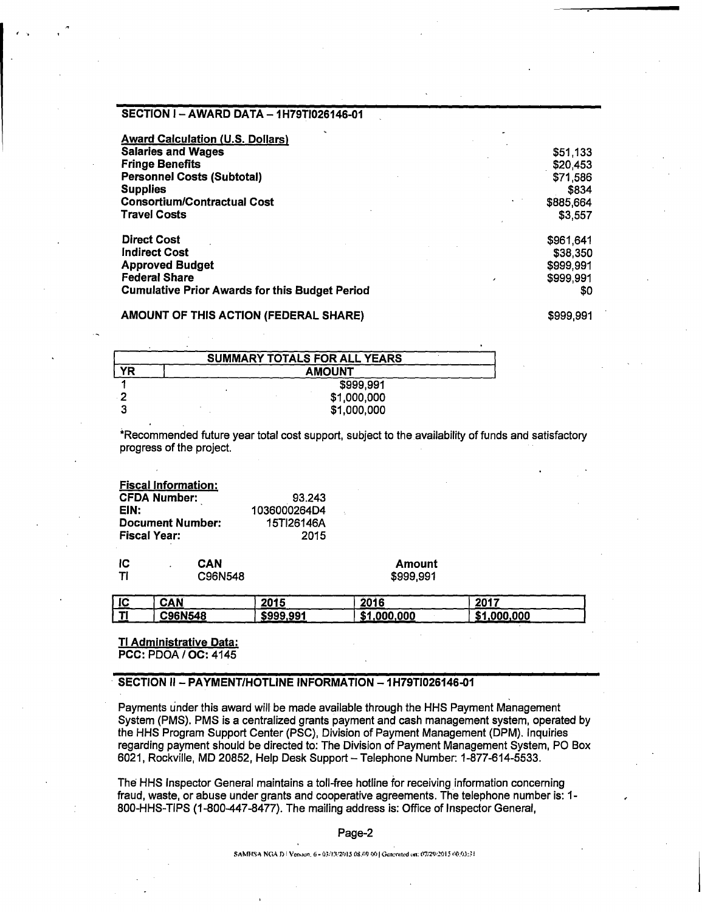## SECTION I – AWARD DATA – 1H79TI026146-01

**Award Calculation (U.S. Dollars)**

| | |
|---|---|
| **Salaries and Wages** | $51,133 |
| **Fringe Benefits** | $20,453 |
| **Personnel Costs (Subtotal)** | $71,586 |
| **Supplies** | $834 |
| **Consortium/Contractual Cost** | $885,664 |
| **Travel Costs** | $3,557 |
| | |
| **Direct Cost** | $961,641 |
| **Indirect Cost** | $38,350 |
| **Approved Budget** | $999,991 |
| **Federal Share** | $999,991 |
| **Cumulative Prior Awards for this Budget Period** | $0 |

**AMOUNT OF THIS ACTION (FEDERAL SHARE)** $999,991

| SUMMARY TOTALS FOR ALL YEARS | |
|---|---|
| **YR** | **AMOUNT** |
| 1 | $999,991 |
| 2 | $1,000,000 |
| 3 | $1,000,000 |

*Recommended future year total cost support, subject to the availability of funds and satisfactory progress of the project.

**Fiscal Information:**

| | |
|---|---|
| **CFDA Number:** | 93.243 |
| **EIN:** | 1036000264D4 |
| **Document Number:** | 15TI26146A |
| **Fiscal Year:** | 2015 |

| IC | CAN | Amount |
|---|---|---|
| TI | C96N548 | $999,991 |

| IC | CAN | 2015 | 2016 | 2017 |
|---|---|---|---|---|
| TI | C96N548 | $999,991 | $1,000,000 | $1,000,000 |

**TI Administrative Data:**
**PCC:** PDOA / **OC:** 4145

## SECTION II – PAYMENT/HOTLINE INFORMATION – 1H79TI026146-01

Payments under this award will be made available through the HHS Payment Management System (PMS). PMS is a centralized grants payment and cash management system, operated by the HHS Program Support Center (PSC), Division of Payment Management (DPM). Inquiries regarding payment should be directed to: The Division of Payment Management System, PO Box 6021, Rockville, MD 20852, Help Desk Support – Telephone Number: 1-877-614-5533.

The HHS Inspector General maintains a toll-free hotline for receiving information concerning fraud, waste, or abuse under grants and cooperative agreements. The telephone number is: 1-800-HHS-TIPS (1-800-447-8477). The mailing address is: Office of Inspector General,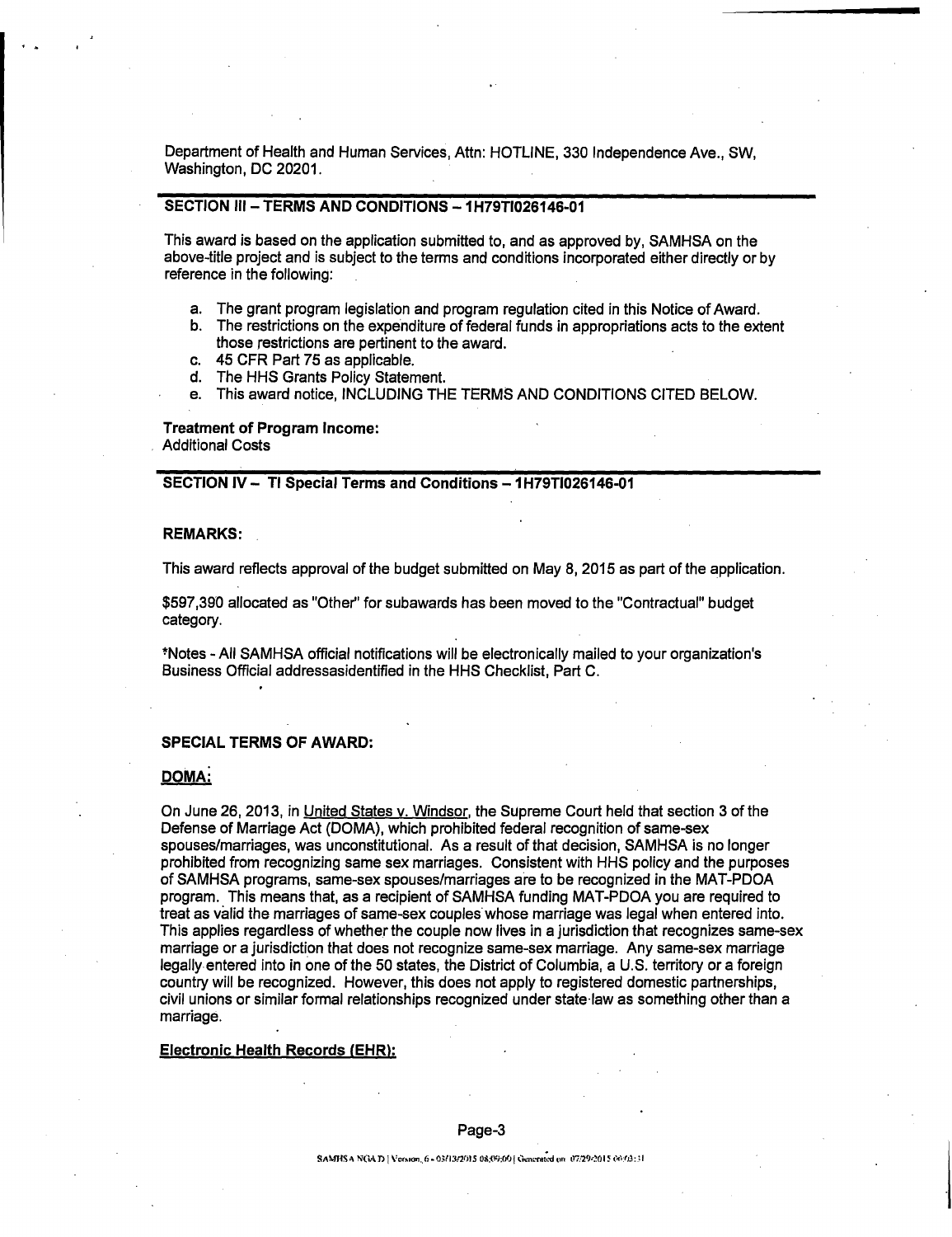Department of Health and Human Services, Attn: HOTLINE, 330 Independence Ave., SW, Washington, DC 20201.

## SECTION III – TERMS AND CONDITIONS – 1H79TI026146-01

This award is based on the application submitted to, and as approved by, SAMHSA on the above-title project and is subject to the terms and conditions incorporated either directly or by reference in the following:

a. The grant program legislation and program regulation cited in this Notice of Award.
b. The restrictions on the expenditure of federal funds in appropriations acts to the extent those restrictions are pertinent to the award.
c. 45 CFR Part 75 as applicable.
d. The HHS Grants Policy Statement.
e. This award notice, INCLUDING THE TERMS AND CONDITIONS CITED BELOW.

**Treatment of Program Income:**
Additional Costs

## SECTION IV – TI Special Terms and Conditions – 1H79TI026146-01

**REMARKS:**

This award reflects approval of the budget submitted on May 8, 2015 as part of the application.

$597,390 allocated as "Other" for subawards has been moved to the "Contractual" budget category.

*Notes - All SAMHSA official notifications will be electronically mailed to your organization's Business Official addressasidentified in the HHS Checklist, Part C.

**SPECIAL TERMS OF AWARD:**

**DOMA:**

On June 26, 2013, in United States v. Windsor, the Supreme Court held that section 3 of the Defense of Marriage Act (DOMA), which prohibited federal recognition of same-sex spouses/marriages, was unconstitutional. As a result of that decision, SAMHSA is no longer prohibited from recognizing same sex marriages. Consistent with HHS policy and the purposes of SAMHSA programs, same-sex spouses/marriages are to be recognized in the MAT-PDOA program. This means that, as a recipient of SAMHSA funding MAT-PDOA you are required to treat as valid the marriages of same-sex couples whose marriage was legal when entered into. This applies regardless of whether the couple now lives in a jurisdiction that recognizes same-sex marriage or a jurisdiction that does not recognize same-sex marriage. Any same-sex marriage legally entered into in one of the 50 states, the District of Columbia, a U.S. territory or a foreign country will be recognized. However, this does not apply to registered domestic partnerships, civil unions or similar formal relationships recognized under state law as something other than a marriage.

**Electronic Health Records (EHR):**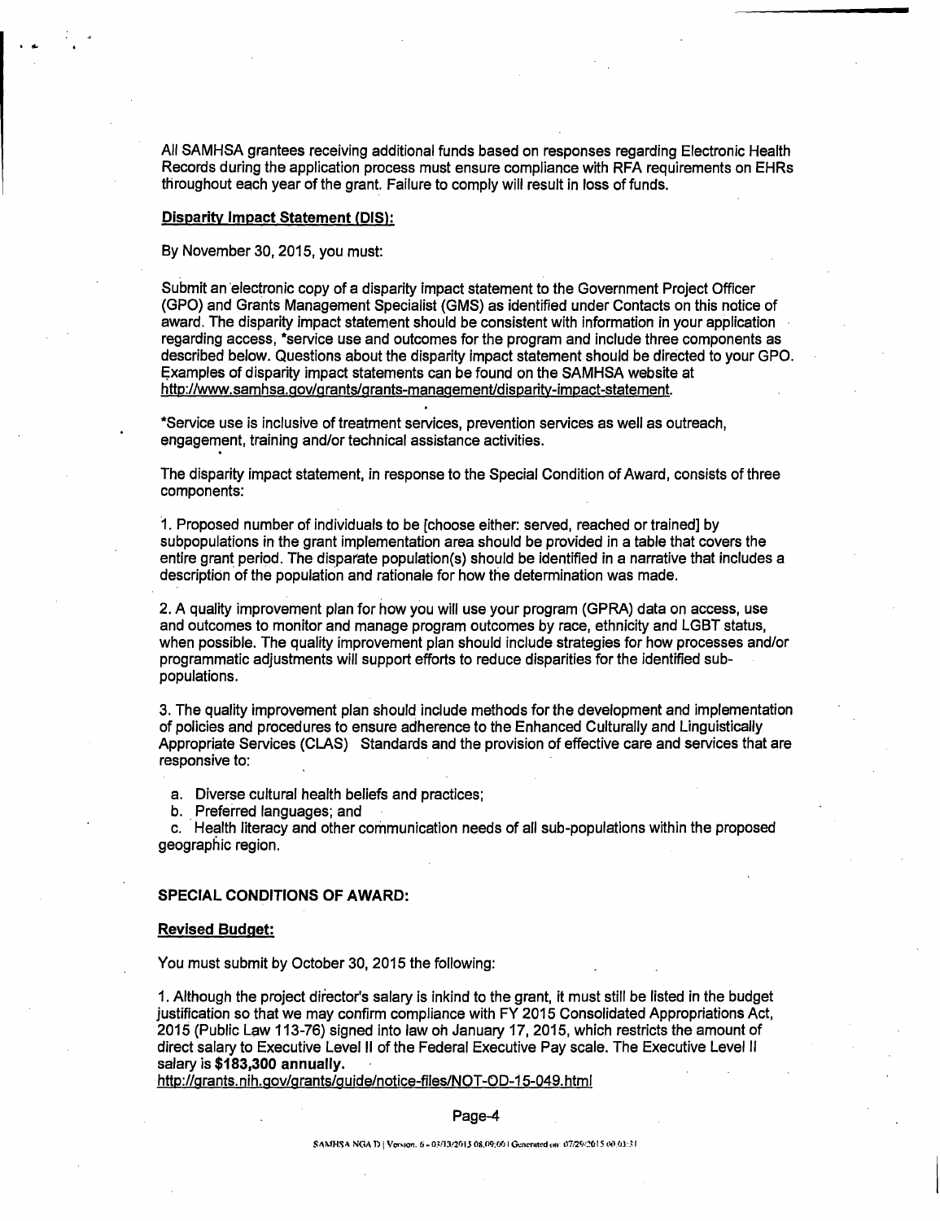All SAMHSA grantees receiving additional funds based on responses regarding Electronic Health Records during the application process must ensure compliance with RFA requirements on EHRs throughout each year of the grant. Failure to comply will result in loss of funds.

**Disparity Impact Statement (DIS):**

By November 30, 2015, you must:

Submit an electronic copy of a disparity impact statement to the Government Project Officer (GPO) and Grants Management Specialist (GMS) as identified under Contacts on this notice of award. The disparity impact statement should be consistent with information in your application regarding access, *service use and outcomes for the program and include three components as described below. Questions about the disparity impact statement should be directed to your GPO. Examples of disparity impact statements can be found on the SAMHSA website at http://www.samhsa.gov/grants/grants-management/disparity-impact-statement.

*Service use is inclusive of treatment services, prevention services as well as outreach, engagement, training and/or technical assistance activities.

The disparity impact statement, in response to the Special Condition of Award, consists of three components:

1. Proposed number of individuals to be [choose either: served, reached or trained] by subpopulations in the grant implementation area should be provided in a table that covers the entire grant period. The disparate population(s) should be identified in a narrative that includes a description of the population and rationale for how the determination was made.

2. A quality improvement plan for how you will use your program (GPRA) data on access, use and outcomes to monitor and manage program outcomes by race, ethnicity and LGBT status, when possible. The quality improvement plan should include strategies for how processes and/or programmatic adjustments will support efforts to reduce disparities for the identified sub-populations.

3. The quality improvement plan should include methods for the development and implementation of policies and procedures to ensure adherence to the Enhanced Culturally and Linguistically Appropriate Services (CLAS) Standards and the provision of effective care and services that are responsive to:

a. Diverse cultural health beliefs and practices;
b. Preferred languages; and
c. Health literacy and other communication needs of all sub-populations within the proposed geographic region.

**SPECIAL CONDITIONS OF AWARD:**

**Revised Budget:**

You must submit by October 30, 2015 the following:

1. Although the project director's salary is inkind to the grant, it must still be listed in the budget justification so that we may confirm compliance with FY 2015 Consolidated Appropriations Act, 2015 (Public Law 113-76) signed into law on January 17, 2015, which restricts the amount of direct salary to Executive Level II of the Federal Executive Pay scale. The Executive Level II salary is **$183,300 annually.**
http://grants.nih.gov/grants/guide/notice-files/NOT-OD-15-049.html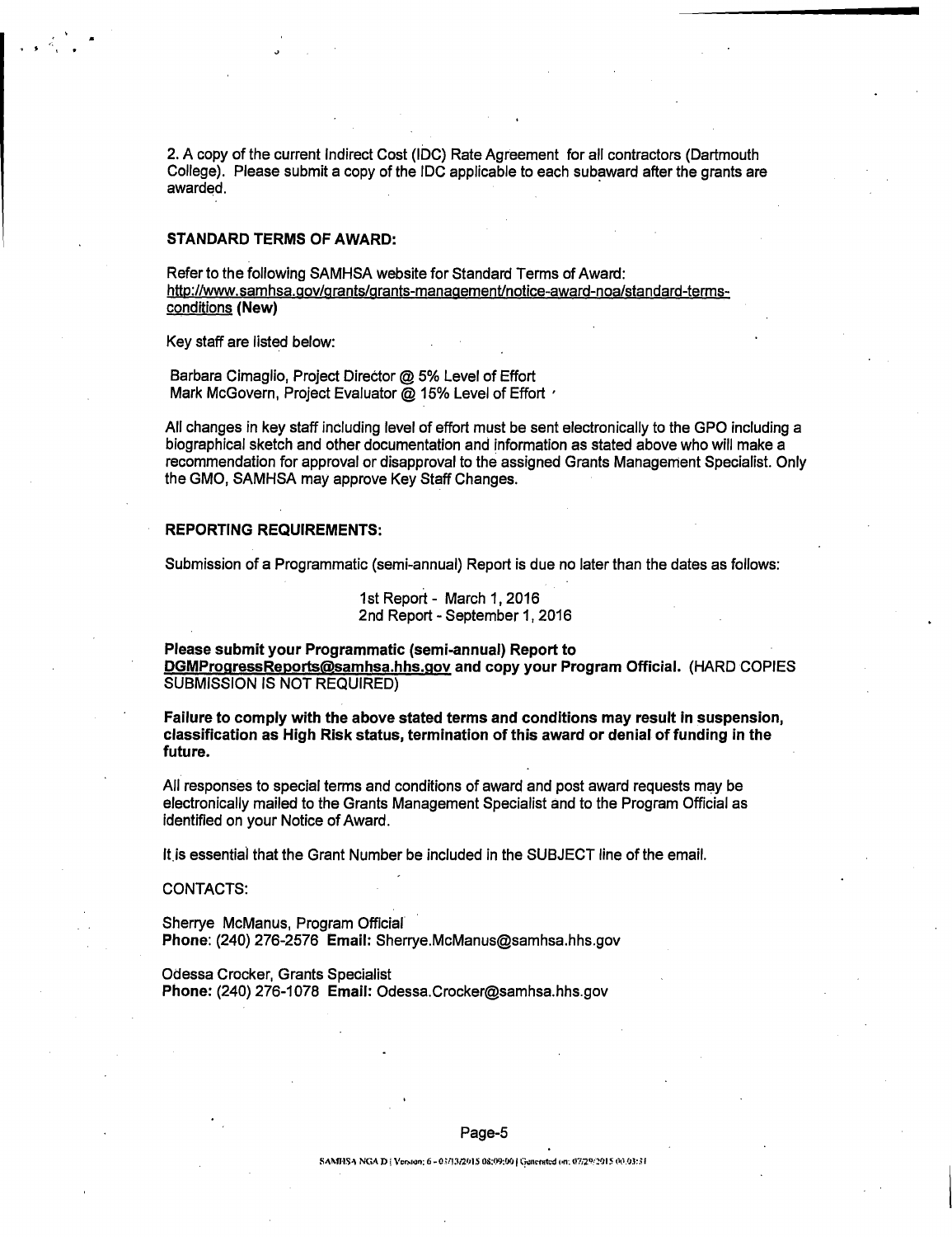2. A copy of the current Indirect Cost (IDC) Rate Agreement for all contractors (Dartmouth College). Please submit a copy of the IDC applicable to each subaward after the grants are awarded.

**STANDARD TERMS OF AWARD:**

Refer to the following SAMHSA website for Standard Terms of Award: http://www.samhsa.gov/grants/grants-management/notice-award-noa/standard-terms-conditions **(New)**

Key staff are listed below:

Barbara Cimaglio, Project Director @ 5% Level of Effort
Mark McGovern, Project Evaluator @ 15% Level of Effort

All changes in key staff including level of effort must be sent electronically to the GPO including a biographical sketch and other documentation and information as stated above who will make a recommendation for approval or disapproval to the assigned Grants Management Specialist. Only the GMO, SAMHSA may approve Key Staff Changes.

**REPORTING REQUIREMENTS:**

Submission of a Programmatic (semi-annual) Report is due no later than the dates as follows:

1st Report - March 1, 2016
2nd Report - September 1, 2016

**Please submit your Programmatic (semi-annual) Report to DGMProgressReports@samhsa.hhs.gov and copy your Program Official.** (HARD COPIES SUBMISSION IS NOT REQUIRED)

**Failure to comply with the above stated terms and conditions may result in suspension, classification as High Risk status, termination of this award or denial of funding in the future.**

All responses to special terms and conditions of award and post award requests may be electronically mailed to the Grants Management Specialist and to the Program Official as identified on your Notice of Award.

It is essential that the Grant Number be included in the SUBJECT line of the email.

CONTACTS:

Sherrye McManus, Program Official
**Phone:** (240) 276-2576 **Email:** Sherrye.McManus@samhsa.hhs.gov

Odessa Crocker, Grants Specialist
**Phone:** (240) 276-1078 **Email:** Odessa.Crocker@samhsa.hhs.gov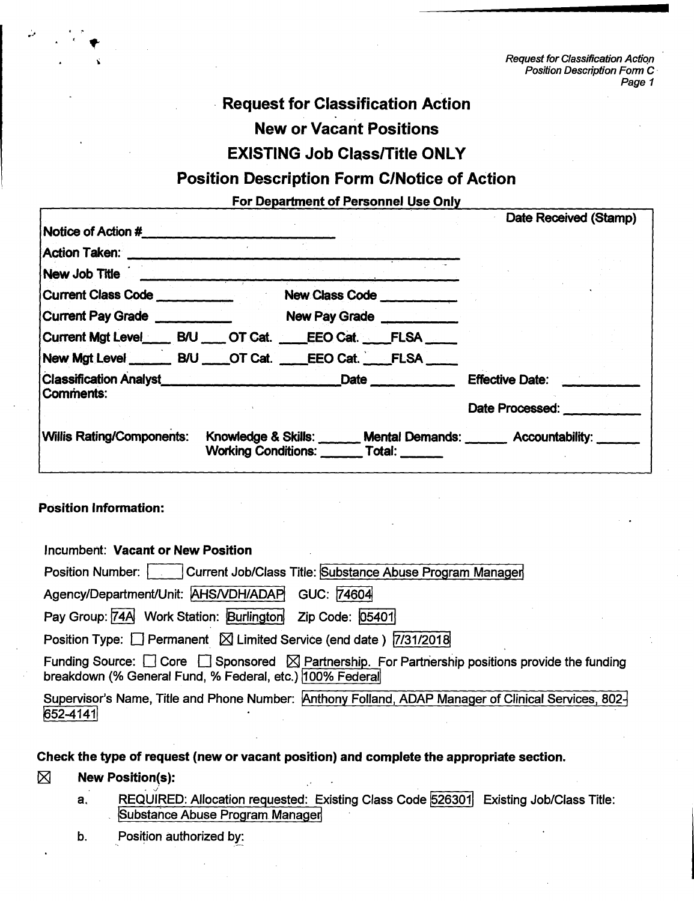# Request for Classification Action

## New or Vacant Positions

## EXISTING Job Class/Title ONLY

## Position Description Form C/Notice of Action

**For Department of Personnel Use Only**

| | |
|---|---|
| Notice of Action #\_\_\_\_\_\_\_\_\_\_\_\_\_\_\_\_ | Date Received (Stamp) |
| Action Taken: \_\_\_\_\_\_\_\_\_\_\_\_\_\_\_\_ | |
| New Job Title \_\_\_\_\_\_\_\_\_\_\_\_\_\_\_\_ | |
| Current Class Code \_\_\_\_\_\_ New Class Code \_\_\_\_\_\_ | |
| Current Pay Grade \_\_\_\_\_\_ New Pay Grade \_\_\_\_\_\_ | |
| Current Mgt Level\_\_\_\_ B/U \_\_\_\_ OT Cat. \_\_\_\_ EEO Cat. \_\_\_\_ FLSA \_\_\_\_ | |
| New Mgt Level \_\_\_\_ B/U \_\_\_\_ OT Cat. \_\_\_\_ EEO Cat. \_\_\_\_ FLSA \_\_\_\_ | |
| Classification Analyst\_\_\_\_\_\_\_\_\_\_\_\_ Date \_\_\_\_\_\_ | Effective Date: \_\_\_\_\_\_ |
| Comments: | Date Processed: \_\_\_\_\_\_ |
| Willis Rating/Components: Knowledge & Skills: \_\_\_\_ Mental Demands: \_\_\_\_ Accountability: \_\_\_\_ Working Conditions: \_\_\_\_ Total: \_\_\_\_ | |

**Position Information:**

Incumbent: **Vacant or New Position**

Position Number: \_\_\_\_ Current Job/Class Title: Substance Abuse Program Manager

Agency/Department/Unit: AHS/VDH/ADAP GUC: 74604

Pay Group: 74A Work Station: Burlington Zip Code: 05401

Position Type: ☐ Permanent ☒ Limited Service (end date ) 7/31/2018

Funding Source: ☐ Core ☐ Sponsored ☒ Partnership. For Partnership positions provide the funding breakdown (% General Fund, % Federal, etc.) 100% Federal

Supervisor's Name, Title and Phone Number: Anthony Folland, ADAP Manager of Clinical Services, 802-652-4141

**Check the type of request (new or vacant position) and complete the appropriate section.**

☒ **New Position(s):**

a. REQUIRED: Allocation requested: Existing Class Code 526301 Existing Job/Class Title: Substance Abuse Program Manager

b. Position authorized by: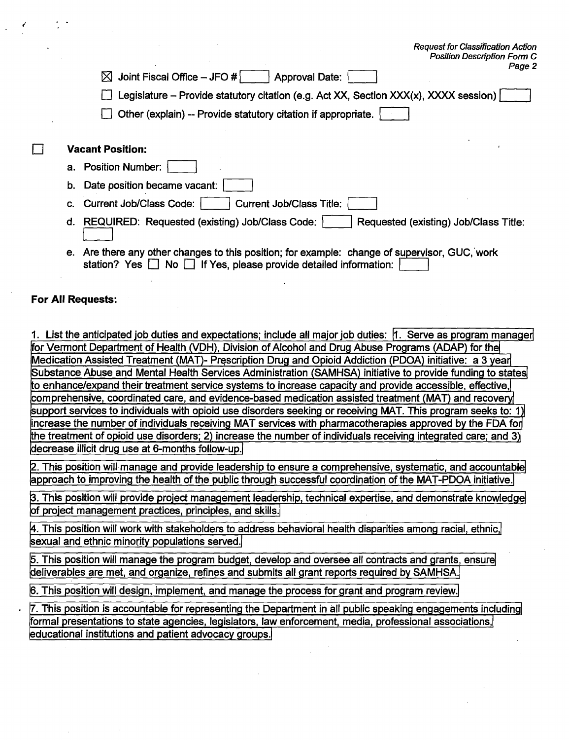☒ Joint Fiscal Office – JFO # [ ] Approval Date: [ ]

☐ Legislature – Provide statutory citation (e.g. Act XX, Section XXX(x), XXXX session) [ ]

☐ Other (explain) -- Provide statutory citation if appropriate. [ ]

☐ **Vacant Position:**

a. Position Number: [ ]

b. Date position became vacant: [ ]

c. Current Job/Class Code: [ ] Current Job/Class Title: [ ]

d. REQUIRED: Requested (existing) Job/Class Code: [ ] Requested (existing) Job/Class Title: [ ]

e. Are there any other changes to this position; for example: change of supervisor, GUC, work station? Yes ☐ No ☐ If Yes, please provide detailed information: [ ]

**For All Requests:**

1. List the anticipated job duties and expectations; include all major job duties: 1. Serve as program manager for Vermont Department of Health (VDH), Division of Alcohol and Drug Abuse Programs (ADAP) for the Medication Assisted Treatment (MAT)- Prescription Drug and Opioid Addiction (PDOA) initiative: a 3 year Substance Abuse and Mental Health Services Administration (SAMHSA) initiative to provide funding to states to enhance/expand their treatment service systems to increase capacity and provide accessible, effective, comprehensive, coordinated care, and evidence-based medication assisted treatment (MAT) and recovery support services to individuals with opioid use disorders seeking or receiving MAT. This program seeks to: 1) increase the number of individuals receiving MAT services with pharmacotherapies approved by the FDA for the treatment of opioid use disorders; 2) increase the number of individuals receiving integrated care; and 3) decrease illicit drug use at 6-months follow-up.

2. This position will manage and provide leadership to ensure a comprehensive, systematic, and accountable approach to improving the health of the public through successful coordination of the MAT-PDOA initiative.

3. This position will provide project management leadership, technical expertise, and demonstrate knowledge of project management practices, principles, and skills.

4. This position will work with stakeholders to address behavioral health disparities among racial, ethnic, sexual and ethnic minority populations served.

5. This position will manage the program budget, develop and oversee all contracts and grants, ensure deliverables are met, and organize, refines and submits all grant reports required by SAMHSA.

6. This position will design, implement, and manage the process for grant and program review.

7. This position is accountable for representing the Department in all public speaking engagements including formal presentations to state agencies, legislators, law enforcement, media, professional associations, educational institutions and patient advocacy groups.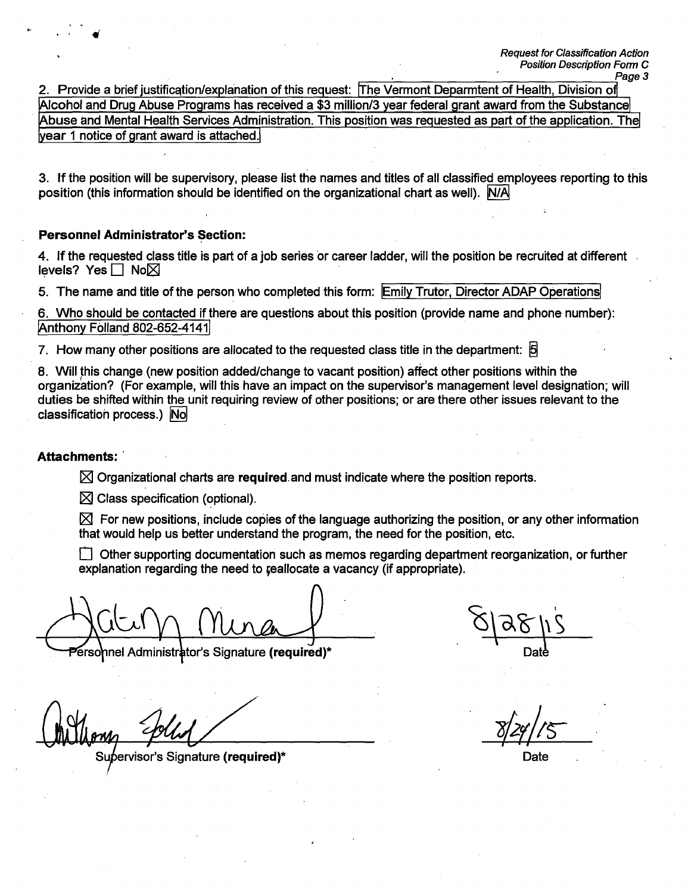*Request for Classification Action*
*Position Description Form C*

2. Provide a brief justification/explanation of this request: The Vermont Deparmtent of Health, Division of Alcohol and Drug Abuse Programs has received a $3 million/3 year federal grant award from the Substance Abuse and Mental Health Services Administration. This position was requested as part of the application. The year 1 notice of grant award is attached.

3. If the position will be supervisory, please list the names and titles of all classified employees reporting to this position (this information should be identified on the organizational chart as well). N/A

**Personnel Administrator's Section:**

4. If the requested class title is part of a job series or career ladder, will the position be recruited at different levels? Yes ☐ No☒

5. The name and title of the person who completed this form: Emily Trutor, Director ADAP Operations

6. Who should be contacted if there are questions about this position (provide name and phone number): Anthony Folland 802-652-4141

7. How many other positions are allocated to the requested class title in the department: 5

8. Will this change (new position added/change to vacant position) affect other positions within the organization? (For example, will this have an impact on the supervisor's management level designation; will duties be shifted within the unit requiring review of other positions; or are there other issues relevant to the classification process.) No

**Attachments:**

☒ Organizational charts are **required** and must indicate where the position reports.

☒ Class specification (optional).

☒ For new positions, include copies of the language authorizing the position, or any other information that would help us better understand the program, the need for the position, etc.

☐ Other supporting documentation such as memos regarding department reorganization, or further explanation regarding the need to reallocate a vacancy (if appropriate).

Personnel Administrator's Signature **(required)*** — Date: 8/28/15

Supervisor's Signature **(required)*** — Date: 8/24/15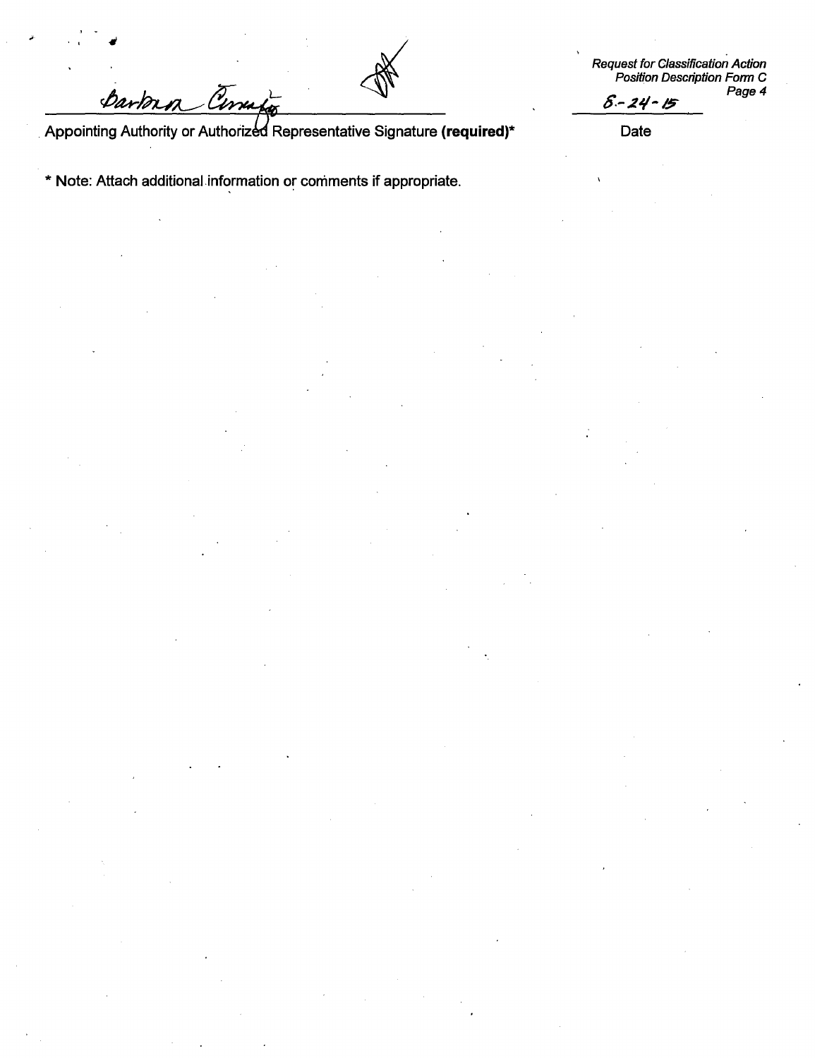Barbara Cirrito

Appointing Authority or Authorized Representative Signature **(required)***

8-24-15

Date

* Note: Attach additional information or comments if appropriate.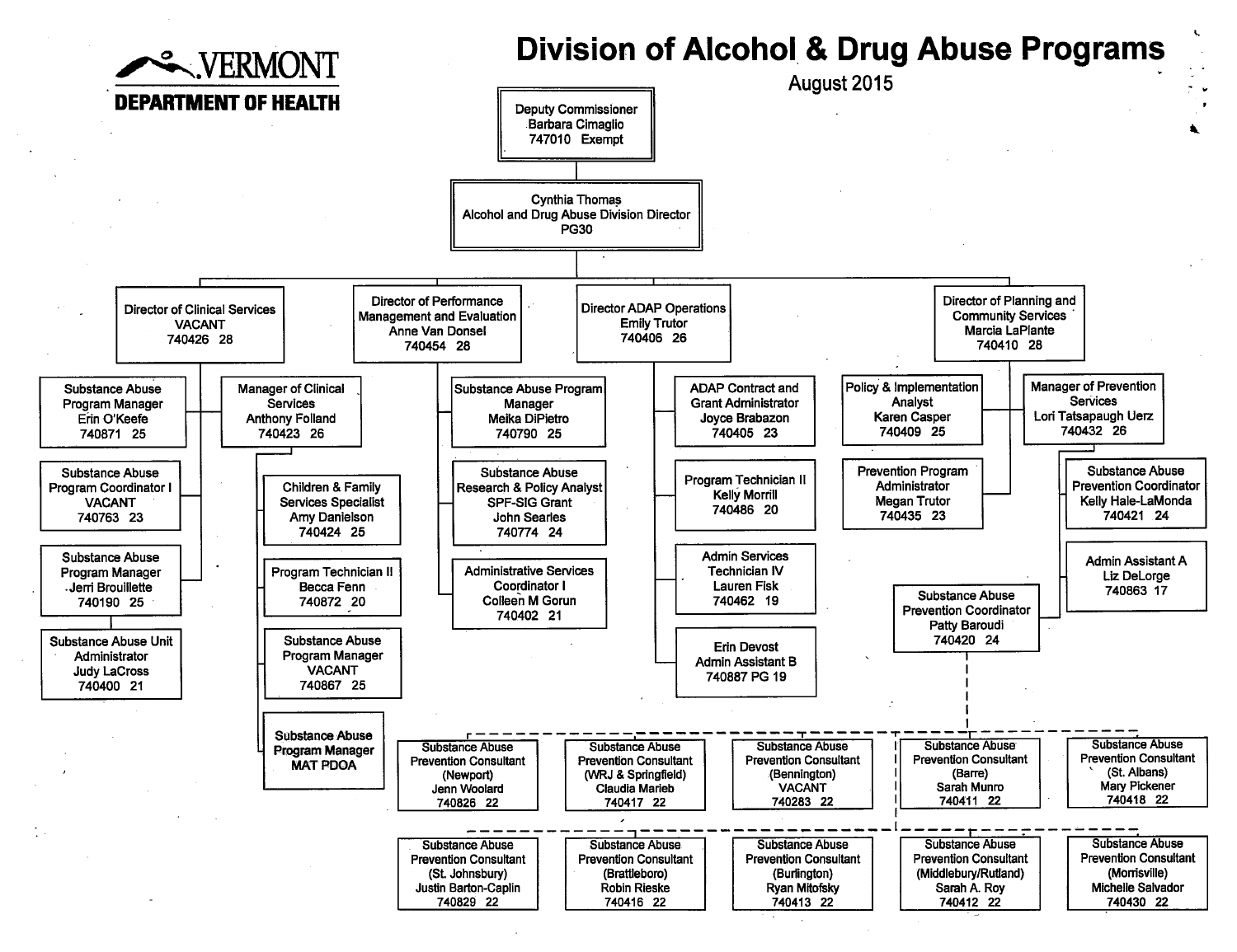VERMONT
DEPARTMENT OF HEALTH

# Division of Alcohol & Drug Abuse Programs

August 2015

- Deputy Commissioner
  Barbara Cimaglio
  747010 Exempt
  - Cynthia Thomas
    Alcohol and Drug Abuse Division Director
    PG30
    - Director of Clinical Services
      VACANT
      740426 28
      - Substance Abuse Program Manager
        Erin O'Keefe
        740871 25
      - Substance Abuse Program Coordinator I
        VACANT
        740763 23
      - Substance Abuse Program Manager
        Jerri Brouillette
        740190 25
        - Substance Abuse Unit Administrator
          Judy LaCross
          740400 21
      - Manager of Clinical Services
        Anthony Folland
        740423 26
        - Children & Family Services Specialist
          Amy Danielson
          740424 25
        - Program Technician II
          Becca Fenn
          740872 20
        - Substance Abuse Program Manager
          VACANT
          740867 25
        - Substance Abuse Program Manager
          MAT PDOA
    - Director of Performance Management and Evaluation
      Anne Van Donsel
      740454 28
      - Substance Abuse Program Manager
        Meika DiPietro
        740790 25
      - Substance Abuse Research & Policy Analyst
        SPF-SIG Grant
        John Searles
        740774 24
      - Administrative Services Coordinator I
        Colleen M Gorun
        740402 21
    - Director ADAP Operations
      Emily Trutor
      740406 26
      - ADAP Contract and Grant Administrator
        Joyce Brabazon
        740405 23
      - Program Technician II
        Kelly Morrill
        740486 20
      - Admin Services Technician IV
        Lauren Fisk
        740462 19
      - Erin Devost
        Admin Assistant B
        740887 PG 19
    - Director of Planning and Community Services
      Marcia LaPlante
      740410 28
      - Policy & Implementation Analyst
        Karen Casper
        740409 25
      - Prevention Program Administrator
        Megan Trutor
        740435 23
      - Manager of Prevention Services
        Lori Tatsapaugh Uerz
        740432 26
        - Substance Abuse Prevention Coordinator
          Kelly Hale-LaMonda
          740421 24
        - Admin Assistant A
          Liz DeLorge
          740863 17
        - Substance Abuse Prevention Coordinator
          Patty Baroudi
          740420 24
          - Substance Abuse Prevention Consultant (Newport)
            Jenn Woolard
            740826 22
          - Substance Abuse Prevention Consultant (WRJ & Springfield)
            Claudia Marieb
            740417 22
          - Substance Abuse Prevention Consultant (Bennington)
            VACANT
            740283 22
          - Substance Abuse Prevention Consultant (Barre)
            Sarah Munro
            740411 22
          - Substance Abuse Prevention Consultant (St. Albans)
            Mary Pickener
            740418 22
          - Substance Abuse Prevention Consultant (St. Johnsbury)
            Justin Barton-Caplin
            740829 22
          - Substance Abuse Prevention Consultant (Brattleboro)
            Robin Rieske
            740416 22
          - Substance Abuse Prevention Consultant (Burlington)
            Ryan Mitofsky
            740413 22
          - Substance Abuse Prevention Consultant (Middlebury/Rutland)
            Sarah A. Roy
            740412 22
          - Substance Abuse Prevention Consultant (Morrisville)
            Michelle Salvador
            740430 22